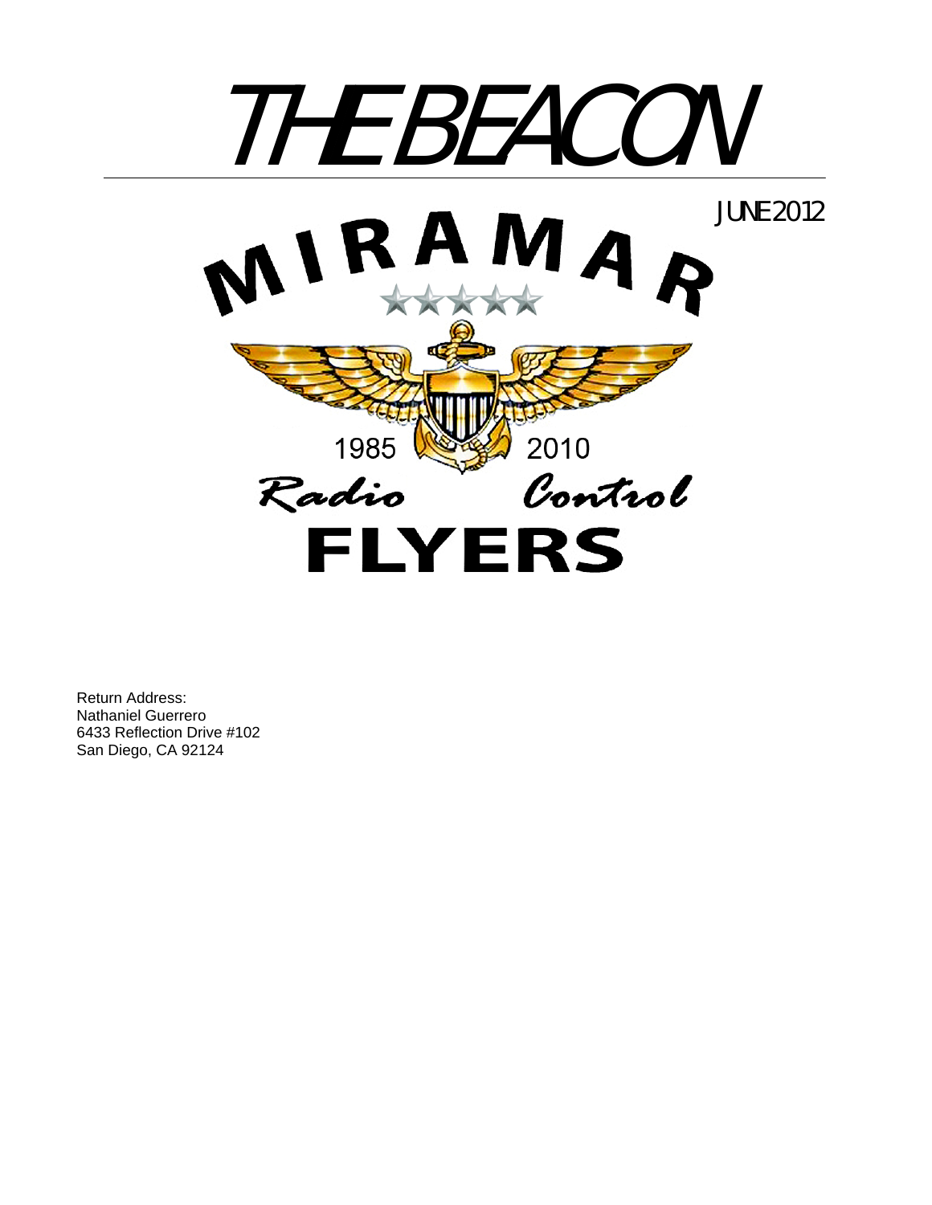# THE BEACON

JUNE 2012

MIRAMAR

1985 2010

*Radio Control*

**FLYERS**

Return Address:
Nathaniel Guerrero
6433 Reflection Drive #102
San Diego, CA 92124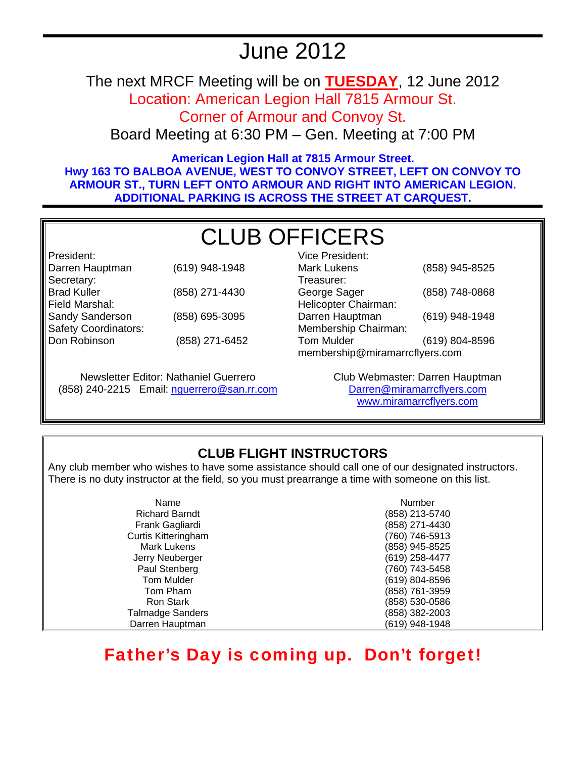# June 2012

The next MRCF Meeting will be on **TUESDAY**, 12 June 2012

Location: American Legion Hall 7815 Armour St.

Corner of Armour and Convoy St.

Board Meeting at 6:30 PM – Gen. Meeting at 7:00 PM

**American Legion Hall at 7815 Armour Street.**
**Hwy 163 TO BALBOA AVENUE, WEST TO CONVOY STREET, LEFT ON CONVOY TO ARMOUR ST., TURN LEFT ONTO ARMOUR AND RIGHT INTO AMERICAN LEGION. ADDITIONAL PARKING IS ACROSS THE STREET AT CARQUEST.**

## CLUB OFFICERS

President:
Darren Hauptman (619) 948-1948

Secretary:
Brad Kuller (858) 271-4430

Field Marshal:
Sandy Sanderson (858) 695-3095

Safety Coordinators:
Don Robinson (858) 271-6452

Vice President:
Mark Lukens (858) 945-8525

Treasurer:
George Sager (858) 748-0868

Helicopter Chairman:
Darren Hauptman (619) 948-1948

Membership Chairman:
Tom Mulder (619) 804-8596
membership@miramarrcflyers.com

Newsletter Editor: Nathaniel Guerrero
(858) 240-2215 Email: nguerrero@san.rr.com

Club Webmaster: Darren Hauptman
Darren@miramarrcflyers.com
www.miramarrcflyers.com

## CLUB FLIGHT INSTRUCTORS

Any club member who wishes to have some assistance should call one of our designated instructors. There is no duty instructor at the field, so you must prearrange a time with someone on this list.

| Name | Number |
|---|---|
| Richard Barndt | (858) 213-5740 |
| Frank Gagliardi | (858) 271-4430 |
| Curtis Kitteringham | (760) 746-5913 |
| Mark Lukens | (858) 945-8525 |
| Jerry Neuberger | (619) 258-4477 |
| Paul Stenberg | (760) 743-5458 |
| Tom Mulder | (619) 804-8596 |
| Tom Pham | (858) 761-3959 |
| Ron Stark | (858) 530-0586 |
| Talmadge Sanders | (858) 382-2003 |
| Darren Hauptman | (619) 948-1948 |

**Father's Day is coming up. Don't forget!**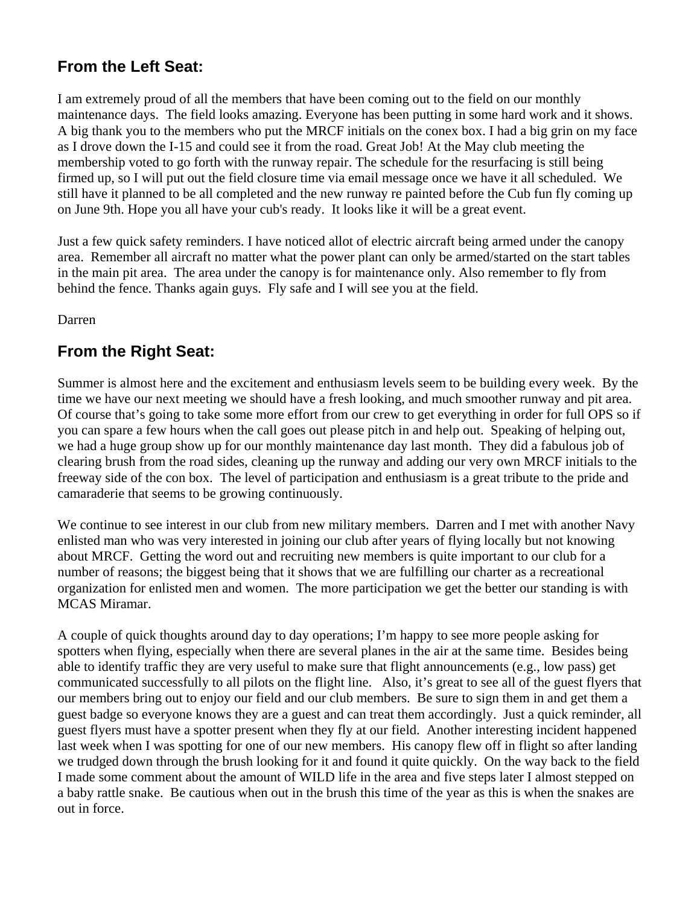## From the Left Seat:

I am extremely proud of all the members that have been coming out to the field on our monthly maintenance days.  The field looks amazing. Everyone has been putting in some hard work and it shows. A big thank you to the members who put the MRCF initials on the conex box. I had a big grin on my face as I drove down the I-15 and could see it from the road. Great Job! At the May club meeting the membership voted to go forth with the runway repair. The schedule for the resurfacing is still being firmed up, so I will put out the field closure time via email message once we have it all scheduled.  We still have it planned to be all completed and the new runway re painted before the Cub fun fly coming up on June 9th. Hope you all have your cub's ready.  It looks like it will be a great event.

Just a few quick safety reminders. I have noticed allot of electric aircraft being armed under the canopy area.  Remember all aircraft no matter what the power plant can only be armed/started on the start tables in the main pit area.  The area under the canopy is for maintenance only. Also remember to fly from behind the fence. Thanks again guys.  Fly safe and I will see you at the field.

Darren

## From the Right Seat:

Summer is almost here and the excitement and enthusiasm levels seem to be building every week.  By the time we have our next meeting we should have a fresh looking, and much smoother runway and pit area. Of course that's going to take some more effort from our crew to get everything in order for full OPS so if you can spare a few hours when the call goes out please pitch in and help out.  Speaking of helping out, we had a huge group show up for our monthly maintenance day last month.  They did a fabulous job of clearing brush from the road sides, cleaning up the runway and adding our very own MRCF initials to the freeway side of the con box.  The level of participation and enthusiasm is a great tribute to the pride and camaraderie that seems to be growing continuously.

We continue to see interest in our club from new military members.  Darren and I met with another Navy enlisted man who was very interested in joining our club after years of flying locally but not knowing about MRCF.  Getting the word out and recruiting new members is quite important to our club for a number of reasons; the biggest being that it shows that we are fulfilling our charter as a recreational organization for enlisted men and women.  The more participation we get the better our standing is with MCAS Miramar.

A couple of quick thoughts around day to day operations; I'm happy to see more people asking for spotters when flying, especially when there are several planes in the air at the same time.  Besides being able to identify traffic they are very useful to make sure that flight announcements (e.g., low pass) get communicated successfully to all pilots on the flight line.   Also, it's great to see all of the guest flyers that our members bring out to enjoy our field and our club members.  Be sure to sign them in and get them a guest badge so everyone knows they are a guest and can treat them accordingly.  Just a quick reminder, all guest flyers must have a spotter present when they fly at our field.  Another interesting incident happened last week when I was spotting for one of our new members.  His canopy flew off in flight so after landing we trudged down through the brush looking for it and found it quite quickly.  On the way back to the field I made some comment about the amount of WILD life in the area and five steps later I almost stepped on a baby rattle snake.  Be cautious when out in the brush this time of the year as this is when the snakes are out in force.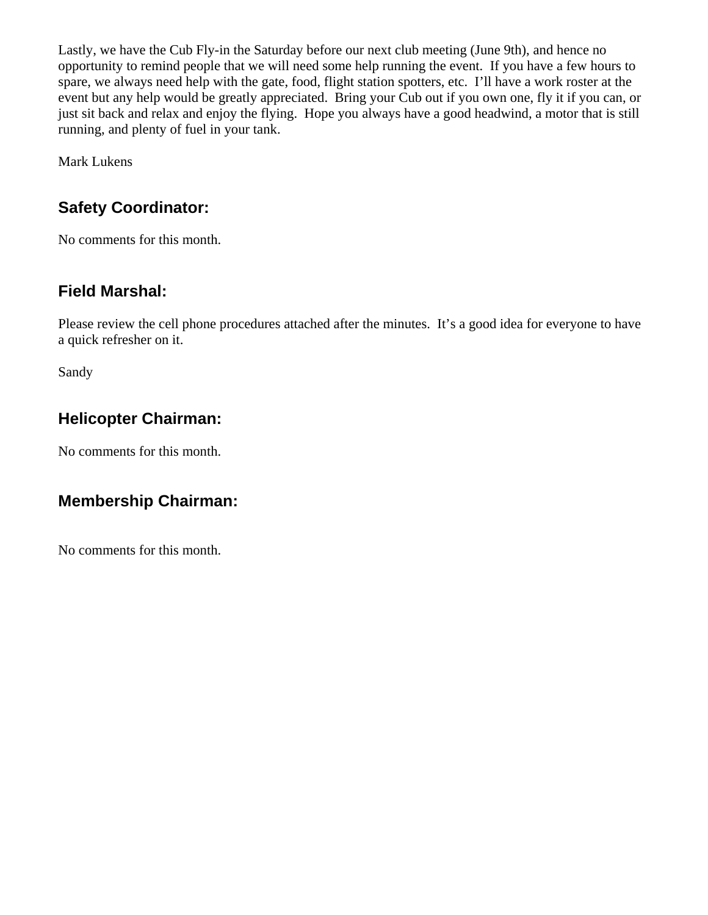Lastly, we have the Cub Fly-in the Saturday before our next club meeting (June 9th), and hence no opportunity to remind people that we will need some help running the event. If you have a few hours to spare, we always need help with the gate, food, flight station spotters, etc. I'll have a work roster at the event but any help would be greatly appreciated. Bring your Cub out if you own one, fly it if you can, or just sit back and relax and enjoy the flying. Hope you always have a good headwind, a motor that is still running, and plenty of fuel in your tank.

Mark Lukens

## Safety Coordinator:

No comments for this month.

## Field Marshal:

Please review the cell phone procedures attached after the minutes. It's a good idea for everyone to have a quick refresher on it.

Sandy

## Helicopter Chairman:

No comments for this month.

## Membership Chairman:

No comments for this month.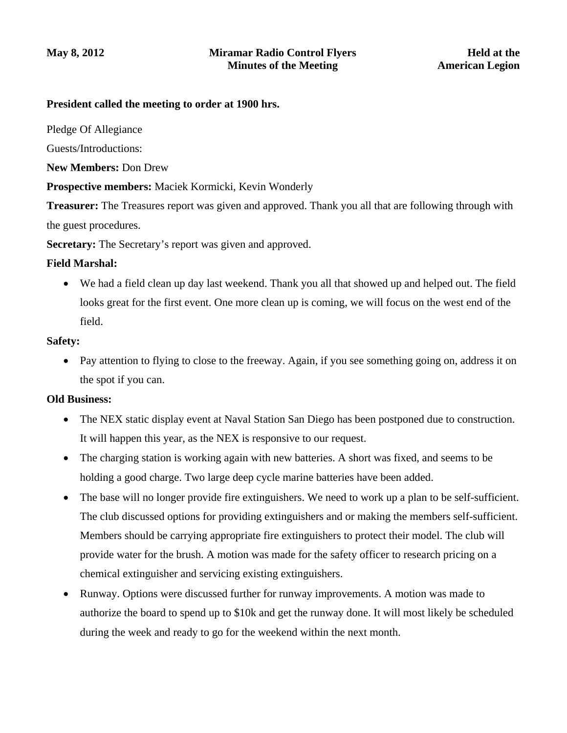**May 8, 2012** **Miramar Radio Control Flyers** **Held at the**
**Minutes of the Meeting** **American Legion**

**President called the meeting to order at 1900 hrs.**

Pledge Of Allegiance

Guests/Introductions:

**New Members:** Don Drew

**Prospective members:** Maciek Kormicki, Kevin Wonderly

**Treasurer:** The Treasures report was given and approved. Thank you all that are following through with the guest procedures.

**Secretary:** The Secretary's report was given and approved.

**Field Marshal:**

- We had a field clean up day last weekend. Thank you all that showed up and helped out. The field looks great for the first event. One more clean up is coming, we will focus on the west end of the field.

**Safety:**

- Pay attention to flying to close to the freeway. Again, if you see something going on, address it on the spot if you can.

**Old Business:**

- The NEX static display event at Naval Station San Diego has been postponed due to construction. It will happen this year, as the NEX is responsive to our request.
- The charging station is working again with new batteries. A short was fixed, and seems to be holding a good charge. Two large deep cycle marine batteries have been added.
- The base will no longer provide fire extinguishers. We need to work up a plan to be self-sufficient. The club discussed options for providing extinguishers and or making the members self-sufficient. Members should be carrying appropriate fire extinguishers to protect their model. The club will provide water for the brush. A motion was made for the safety officer to research pricing on a chemical extinguisher and servicing existing extinguishers.
- Runway. Options were discussed further for runway improvements. A motion was made to authorize the board to spend up to $10k and get the runway done. It will most likely be scheduled during the week and ready to go for the weekend within the next month.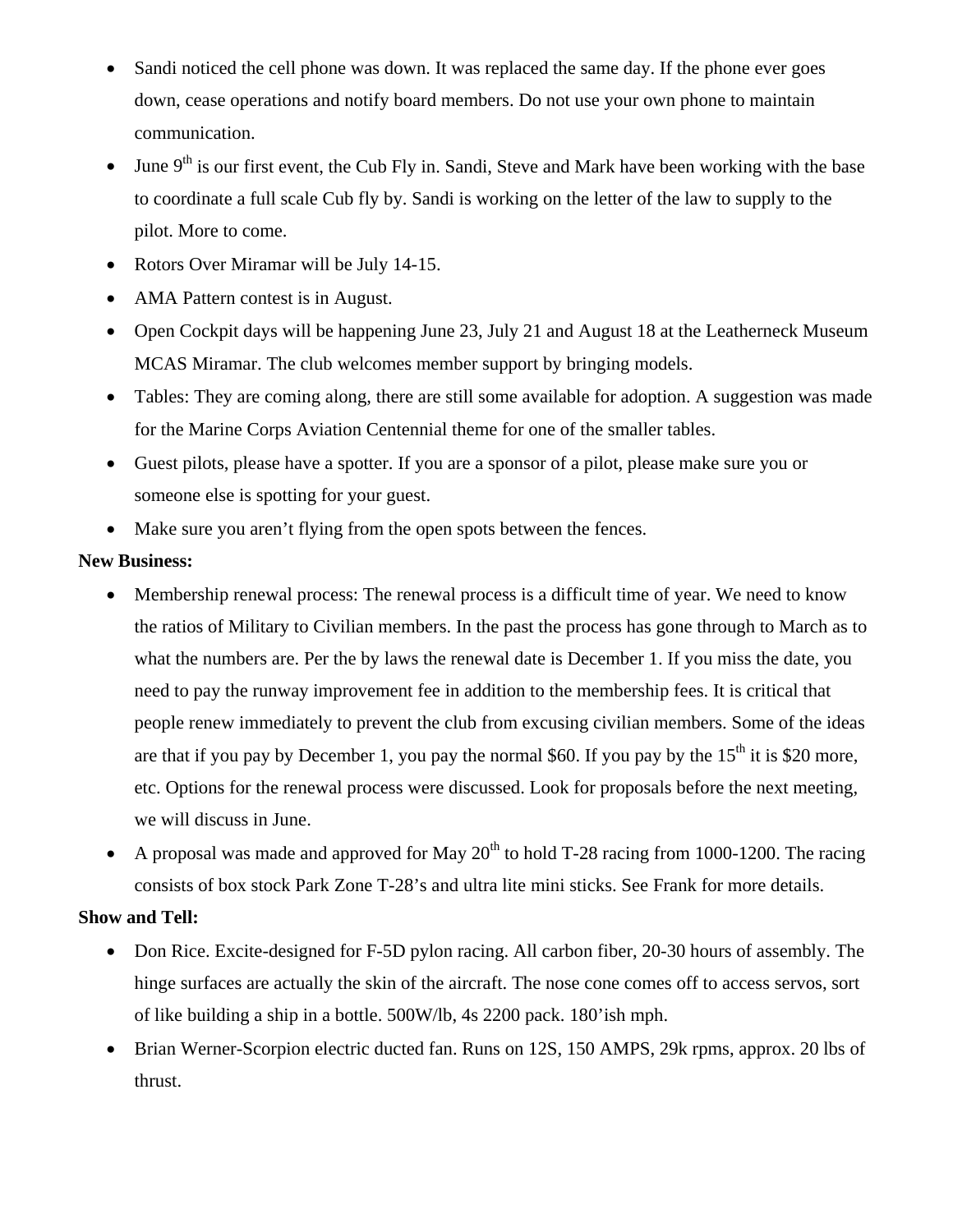- Sandi noticed the cell phone was down. It was replaced the same day. If the phone ever goes down, cease operations and notify board members. Do not use your own phone to maintain communication.
- June 9th is our first event, the Cub Fly in. Sandi, Steve and Mark have been working with the base to coordinate a full scale Cub fly by. Sandi is working on the letter of the law to supply to the pilot. More to come.
- Rotors Over Miramar will be July 14-15.
- AMA Pattern contest is in August.
- Open Cockpit days will be happening June 23, July 21 and August 18 at the Leatherneck Museum MCAS Miramar. The club welcomes member support by bringing models.
- Tables: They are coming along, there are still some available for adoption. A suggestion was made for the Marine Corps Aviation Centennial theme for one of the smaller tables.
- Guest pilots, please have a spotter. If you are a sponsor of a pilot, please make sure you or someone else is spotting for your guest.
- Make sure you aren't flying from the open spots between the fences.

**New Business:**

- Membership renewal process: The renewal process is a difficult time of year. We need to know the ratios of Military to Civilian members. In the past the process has gone through to March as to what the numbers are. Per the by laws the renewal date is December 1. If you miss the date, you need to pay the runway improvement fee in addition to the membership fees. It is critical that people renew immediately to prevent the club from excusing civilian members. Some of the ideas are that if you pay by December 1, you pay the normal $60. If you pay by the 15th it is $20 more, etc. Options for the renewal process were discussed. Look for proposals before the next meeting, we will discuss in June.
- A proposal was made and approved for May 20th to hold T-28 racing from 1000-1200. The racing consists of box stock Park Zone T-28's and ultra lite mini sticks. See Frank for more details.

**Show and Tell:**

- Don Rice. Excite-designed for F-5D pylon racing. All carbon fiber, 20-30 hours of assembly. The hinge surfaces are actually the skin of the aircraft. The nose cone comes off to access servos, sort of like building a ship in a bottle. 500W/lb, 4s 2200 pack. 180'ish mph.
- Brian Werner-Scorpion electric ducted fan. Runs on 12S, 150 AMPS, 29k rpms, approx. 20 lbs of thrust.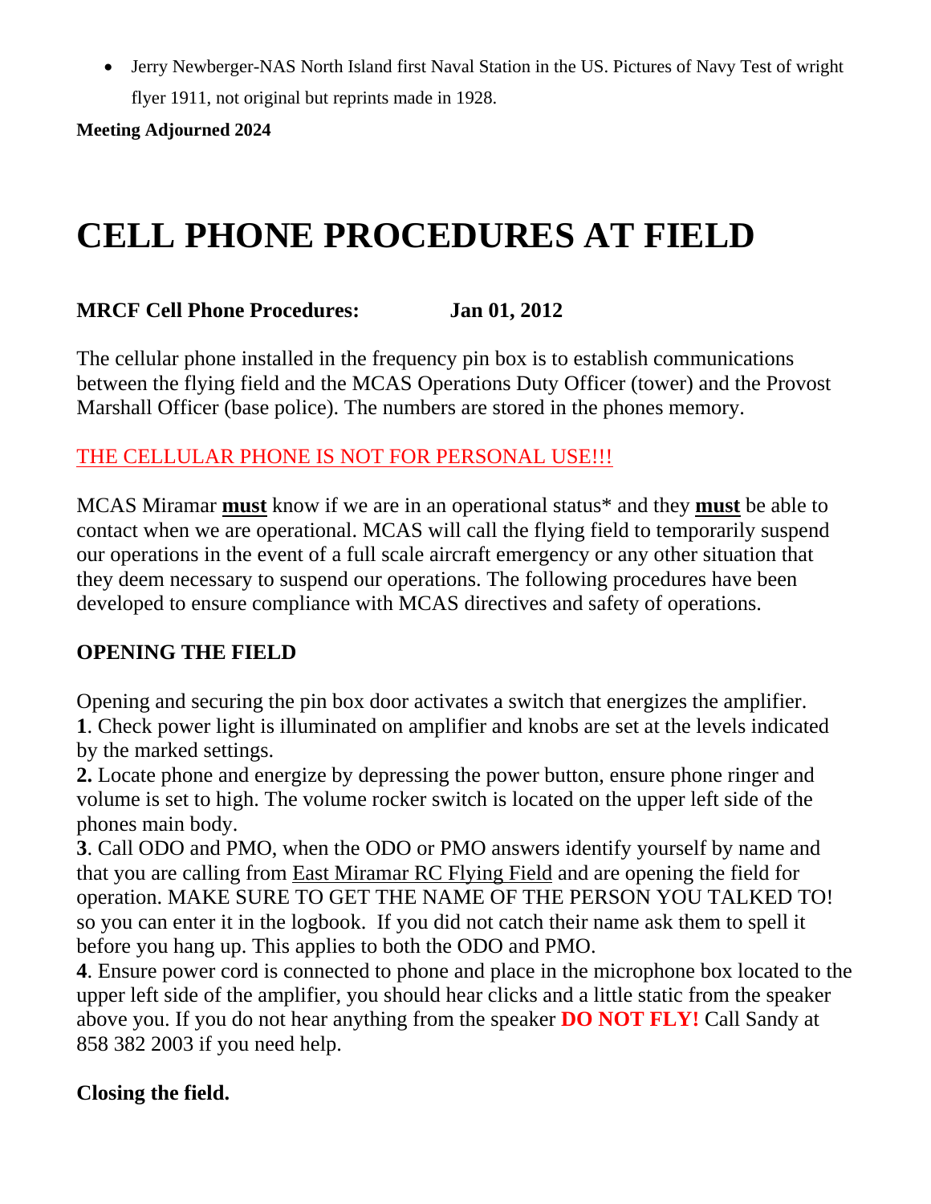- Jerry Newberger-NAS North Island first Naval Station in the US. Pictures of Navy Test of wright flyer 1911, not original but reprints made in 1928.

**Meeting Adjourned 2024**

# CELL PHONE PROCEDURES AT FIELD

**MRCF Cell Phone Procedures: Jan 01, 2012**

The cellular phone installed in the frequency pin box is to establish communications between the flying field and the MCAS Operations Duty Officer (tower) and the Provost Marshall Officer (base police). The numbers are stored in the phones memory.

THE CELLULAR PHONE IS NOT FOR PERSONAL USE!!!

MCAS Miramar **must** know if we are in an operational status* and they **must** be able to contact when we are operational. MCAS will call the flying field to temporarily suspend our operations in the event of a full scale aircraft emergency or any other situation that they deem necessary to suspend our operations. The following procedures have been developed to ensure compliance with MCAS directives and safety of operations.

**OPENING THE FIELD**

Opening and securing the pin box door activates a switch that energizes the amplifier.

**1**. Check power light is illuminated on amplifier and knobs are set at the levels indicated by the marked settings.

**2.** Locate phone and energize by depressing the power button, ensure phone ringer and volume is set to high. The volume rocker switch is located on the upper left side of the phones main body.

**3**. Call ODO and PMO, when the ODO or PMO answers identify yourself by name and that you are calling from East Miramar RC Flying Field and are opening the field for operation. MAKE SURE TO GET THE NAME OF THE PERSON YOU TALKED TO! so you can enter it in the logbook. If you did not catch their name ask them to spell it before you hang up. This applies to both the ODO and PMO.

**4**. Ensure power cord is connected to phone and place in the microphone box located to the upper left side of the amplifier, you should hear clicks and a little static from the speaker above you. If you do not hear anything from the speaker **DO NOT FLY!** Call Sandy at 858 382 2003 if you need help.

**Closing the field.**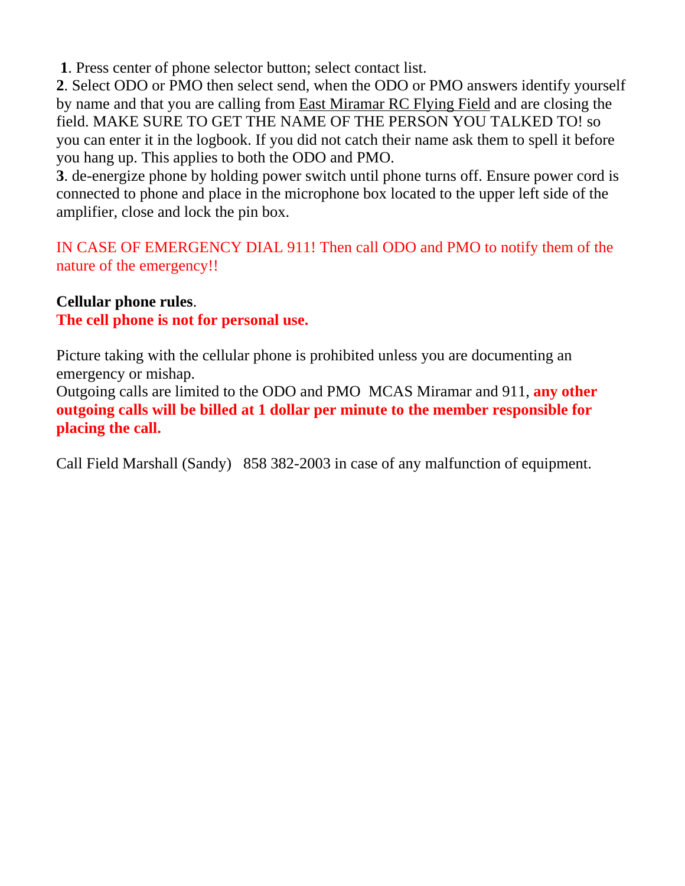**1**. Press center of phone selector button; select contact list.

**2**. Select ODO or PMO then select send, when the ODO or PMO answers identify yourself by name and that you are calling from East Miramar RC Flying Field and are closing the field. MAKE SURE TO GET THE NAME OF THE PERSON YOU TALKED TO! so you can enter it in the logbook. If you did not catch their name ask them to spell it before you hang up. This applies to both the ODO and PMO.

**3**. de-energize phone by holding power switch until phone turns off. Ensure power cord is connected to phone and place in the microphone box located to the upper left side of the amplifier, close and lock the pin box.

IN CASE OF EMERGENCY DIAL 911! Then call ODO and PMO to notify them of the nature of the emergency!!

**Cellular phone rules**.

**The cell phone is not for personal use.**

Picture taking with the cellular phone is prohibited unless you are documenting an emergency or mishap.

Outgoing calls are limited to the ODO and PMO MCAS Miramar and 911, **any other outgoing calls will be billed at 1 dollar per minute to the member responsible for placing the call.**

Call Field Marshall (Sandy) 858 382-2003 in case of any malfunction of equipment.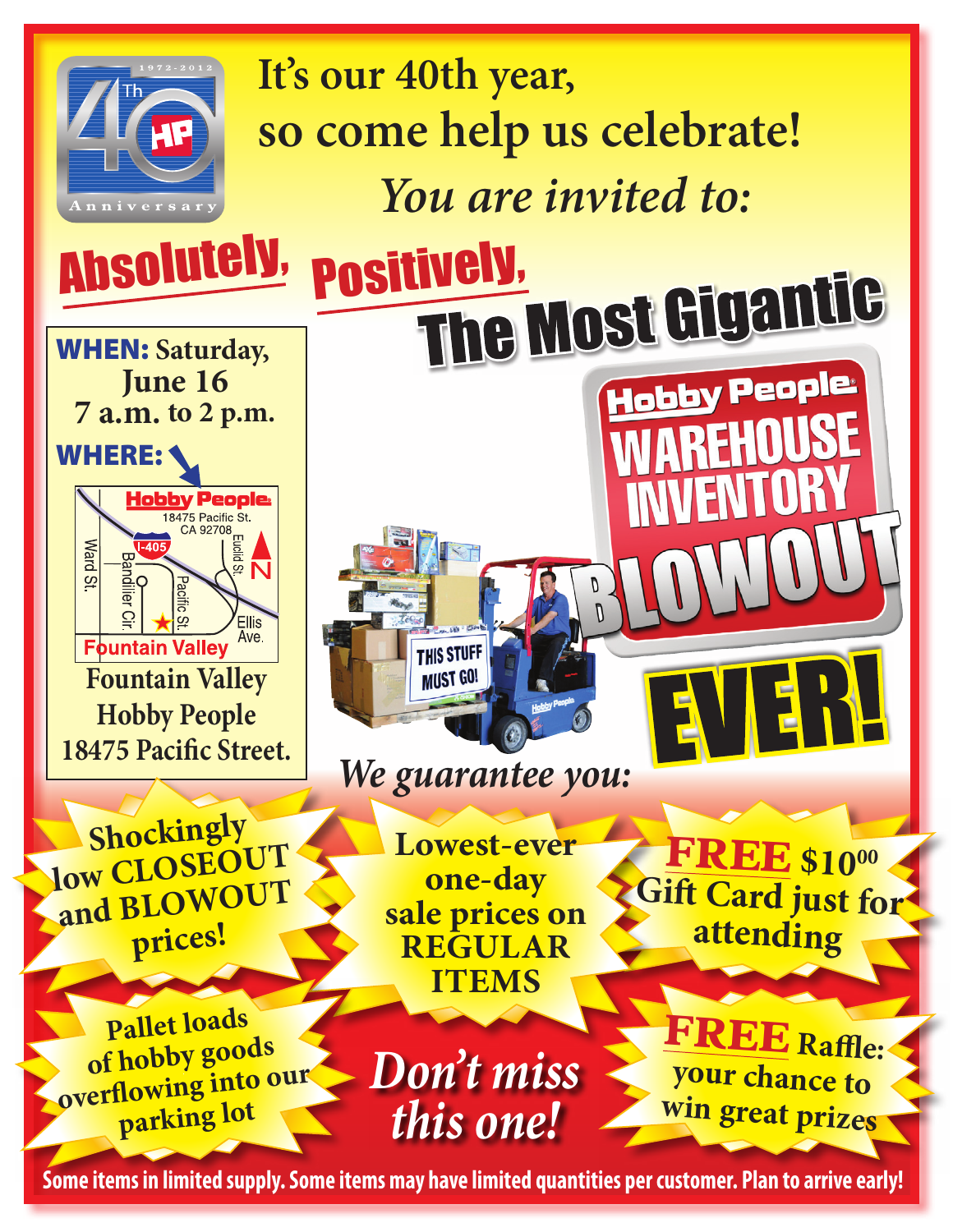1972-2012

40th HP Anniversary

# It's our 40th year, so come help us celebrate!

*You are invited to:*

# Absolutely, Positively, The Most Gigantic Hobby People® WAREHOUSE INVENTORY BLOWOUT EVER!

**WHEN:** Saturday, June 16
7 a.m. to 2 p.m.

**WHERE:**

Hobby People
18475 Pacific St.
CA 92708

I-405
Ward St.
Bandilier Cir.
Pacific St.
Euclid St.
Ellis Ave.
N
Fountain Valley

Fountain Valley Hobby People
18475 Pacific Street.

THIS STUFF MUST GO!

*We guarantee you:*

- Shockingly low CLOSEOUT and BLOWOUT prices!
- Lowest-ever one-day sale prices on REGULAR ITEMS
- FREE $10[00] Gift Card just for attending
- Pallet loads of hobby goods overflowing into our parking lot
- FREE Raffle: your chance to win great prizes

*Don't miss this one!*

**Some items in limited supply. Some items may have limited quantities per customer. Plan to arrive early!**